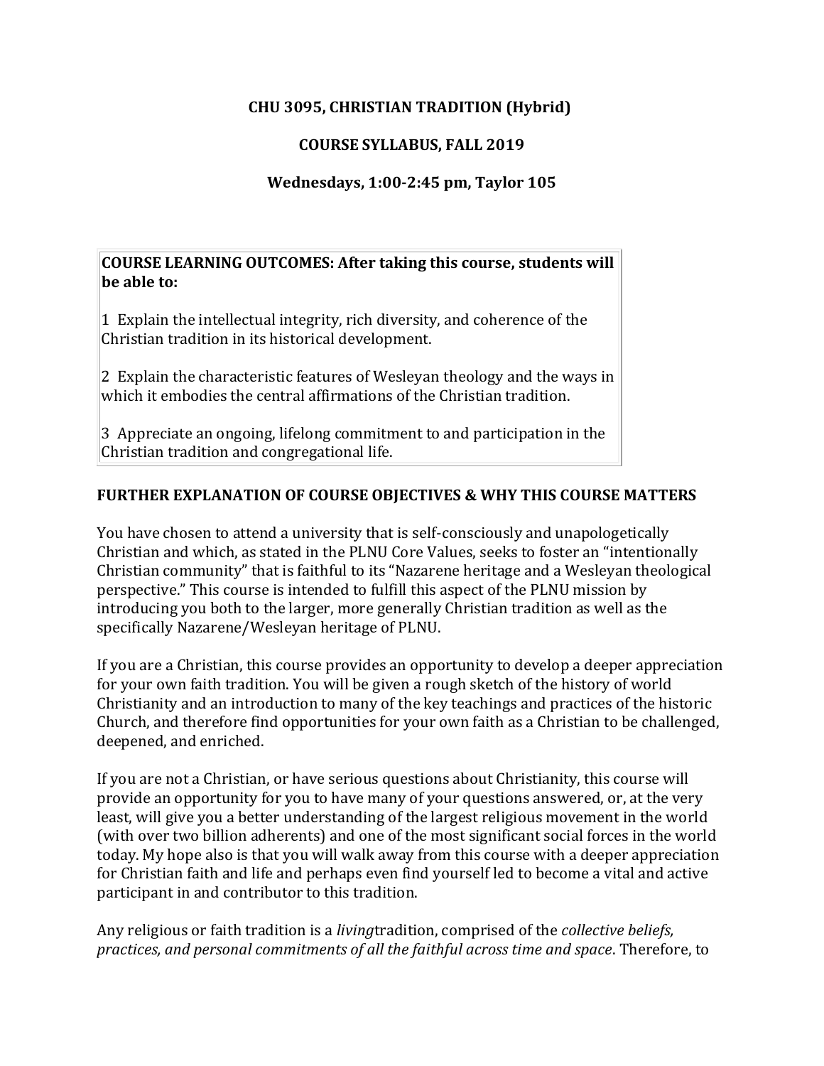# CHU 3095, CHRISTIAN TRADITION (Hybrid)

## COURSE SYLLABUS, FALL 2019

### Wednesdays, 1:00-2:45 pm, Taylor 105

**COURSE LEARNING OUTCOMES: After taking this course, students will be able to:**

1 Explain the intellectual integrity, rich diversity, and coherence of the Christian tradition in its historical development.

2 Explain the characteristic features of Wesleyan theology and the ways in which it embodies the central affirmations of the Christian tradition.

3 Appreciate an ongoing, lifelong commitment to and participation in the Christian tradition and congregational life.

## FURTHER EXPLANATION OF COURSE OBJECTIVES & WHY THIS COURSE MATTERS

You have chosen to attend a university that is self-consciously and unapologetically Christian and which, as stated in the PLNU Core Values, seeks to foster an "intentionally Christian community" that is faithful to its "Nazarene heritage and a Wesleyan theological perspective." This course is intended to fulfill this aspect of the PLNU mission by introducing you both to the larger, more generally Christian tradition as well as the specifically Nazarene/Wesleyan heritage of PLNU.

If you are a Christian, this course provides an opportunity to develop a deeper appreciation for your own faith tradition. You will be given a rough sketch of the history of world Christianity and an introduction to many of the key teachings and practices of the historic Church, and therefore find opportunities for your own faith as a Christian to be challenged, deepened, and enriched.

If you are not a Christian, or have serious questions about Christianity, this course will provide an opportunity for you to have many of your questions answered, or, at the very least, will give you a better understanding of the largest religious movement in the world (with over two billion adherents) and one of the most significant social forces in the world today. My hope also is that you will walk away from this course with a deeper appreciation for Christian faith and life and perhaps even find yourself led to become a vital and active participant in and contributor to this tradition.

Any religious or faith tradition is a *living*tradition, comprised of the *collective beliefs, practices, and personal commitments of all the faithful across time and space*. Therefore, to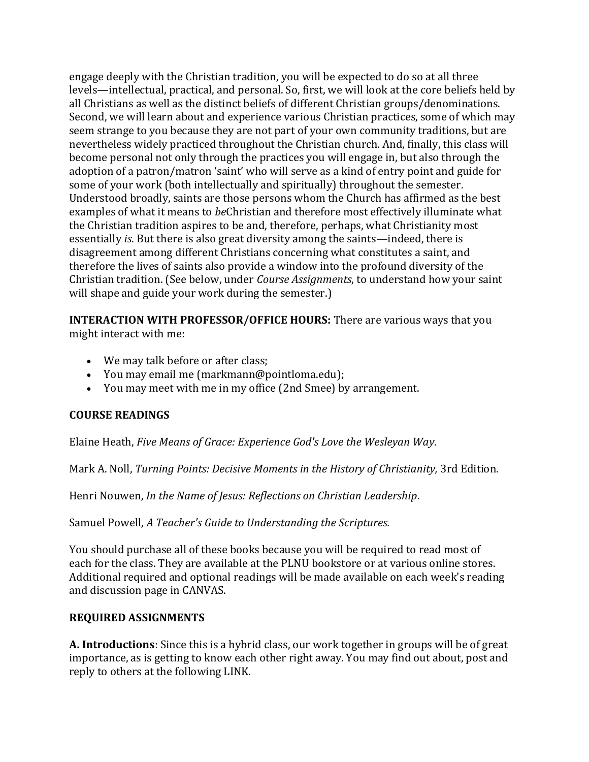engage deeply with the Christian tradition, you will be expected to do so at all three levels—intellectual, practical, and personal. So, first, we will look at the core beliefs held by all Christians as well as the distinct beliefs of different Christian groups/denominations. Second, we will learn about and experience various Christian practices, some of which may seem strange to you because they are not part of your own community traditions, but are nevertheless widely practiced throughout the Christian church. And, finally, this class will become personal not only through the practices you will engage in, but also through the adoption of a patron/matron 'saint' who will serve as a kind of entry point and guide for some of your work (both intellectually and spiritually) throughout the semester. Understood broadly, saints are those persons whom the Church has affirmed as the best examples of what it means to *be*Christian and therefore most effectively illuminate what the Christian tradition aspires to be and, therefore, perhaps, what Christianity most essentially *is*. But there is also great diversity among the saints—indeed, there is disagreement among different Christians concerning what constitutes a saint, and therefore the lives of saints also provide a window into the profound diversity of the Christian tradition. (See below, under *Course Assignments*, to understand how your saint will shape and guide your work during the semester.)

**INTERACTION WITH PROFESSOR/OFFICE HOURS:** There are various ways that you might interact with me:

- We may talk before or after class;
- You may email me (markmann@pointloma.edu);
- You may meet with me in my office (2nd Smee) by arrangement.

**COURSE READINGS**

Elaine Heath, *Five Means of Grace: Experience God's Love the Wesleyan Way*.

Mark A. Noll, *Turning Points: Decisive Moments in the History of Christianity,* 3rd Edition.

Henri Nouwen, *In the Name of Jesus: Reflections on Christian Leadership*.

Samuel Powell, *A Teacher's Guide to Understanding the Scriptures.*

You should purchase all of these books because you will be required to read most of each for the class. They are available at the PLNU bookstore or at various online stores. Additional required and optional readings will be made available on each week's reading and discussion page in CANVAS.

**REQUIRED ASSIGNMENTS**

**A. Introductions**: Since this is a hybrid class, our work together in groups will be of great importance, as is getting to know each other right away. You may find out about, post and reply to others at the following LINK.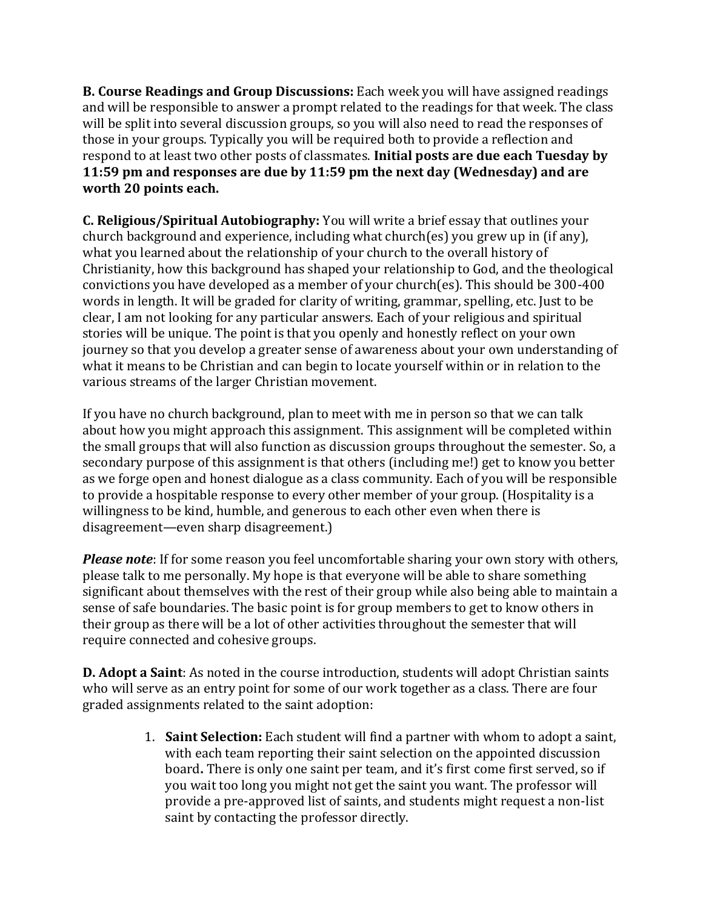**B. Course Readings and Group Discussions:** Each week you will have assigned readings and will be responsible to answer a prompt related to the readings for that week. The class will be split into several discussion groups, so you will also need to read the responses of those in your groups. Typically you will be required both to provide a reflection and respond to at least two other posts of classmates. **Initial posts are due each Tuesday by 11:59 pm and responses are due by 11:59 pm the next day (Wednesday) and are worth 20 points each.**

**C. Religious/Spiritual Autobiography:** You will write a brief essay that outlines your church background and experience, including what church(es) you grew up in (if any), what you learned about the relationship of your church to the overall history of Christianity, how this background has shaped your relationship to God, and the theological convictions you have developed as a member of your church(es). This should be 300-400 words in length. It will be graded for clarity of writing, grammar, spelling, etc. Just to be clear, I am not looking for any particular answers. Each of your religious and spiritual stories will be unique. The point is that you openly and honestly reflect on your own journey so that you develop a greater sense of awareness about your own understanding of what it means to be Christian and can begin to locate yourself within or in relation to the various streams of the larger Christian movement.

If you have no church background, plan to meet with me in person so that we can talk about how you might approach this assignment. This assignment will be completed within the small groups that will also function as discussion groups throughout the semester. So, a secondary purpose of this assignment is that others (including me!) get to know you better as we forge open and honest dialogue as a class community. Each of you will be responsible to provide a hospitable response to every other member of your group. (Hospitality is a willingness to be kind, humble, and generous to each other even when there is disagreement—even sharp disagreement.)

***Please note***: If for some reason you feel uncomfortable sharing your own story with others, please talk to me personally. My hope is that everyone will be able to share something significant about themselves with the rest of their group while also being able to maintain a sense of safe boundaries. The basic point is for group members to get to know others in their group as there will be a lot of other activities throughout the semester that will require connected and cohesive groups.

**D. Adopt a Saint**: As noted in the course introduction, students will adopt Christian saints who will serve as an entry point for some of our work together as a class. There are four graded assignments related to the saint adoption:

1. **Saint Selection:** Each student will find a partner with whom to adopt a saint, with each team reporting their saint selection on the appointed discussion board**.** There is only one saint per team, and it's first come first served, so if you wait too long you might not get the saint you want. The professor will provide a pre-approved list of saints, and students might request a non-list saint by contacting the professor directly.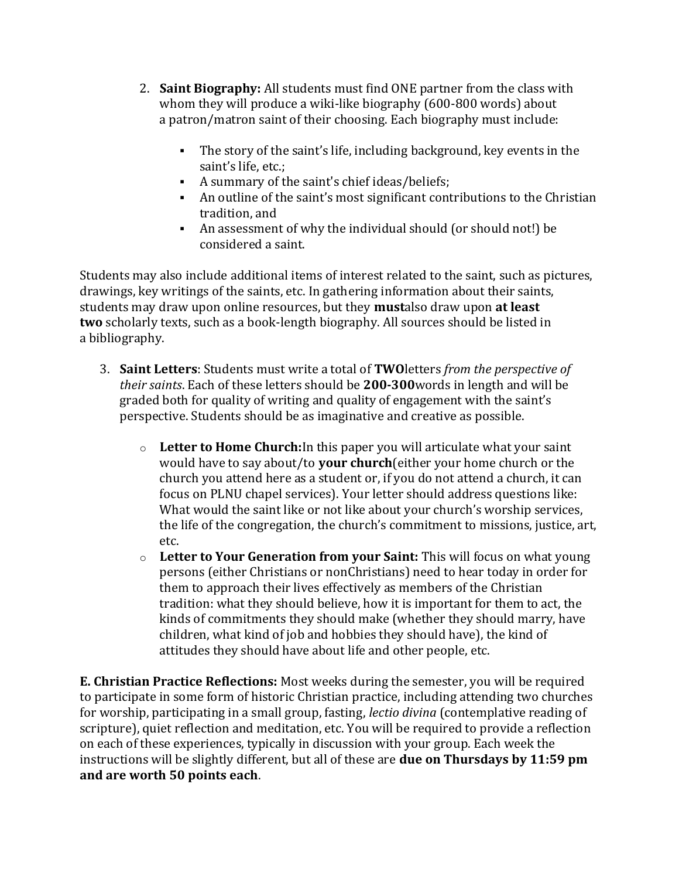2. **Saint Biography:** All students must find ONE partner from the class with whom they will produce a wiki-like biography (600-800 words) about a patron/matron saint of their choosing. Each biography must include:

    - The story of the saint's life, including background, key events in the saint's life, etc.;
    - A summary of the saint's chief ideas/beliefs;
    - An outline of the saint's most significant contributions to the Christian tradition, and
    - An assessment of why the individual should (or should not!) be considered a saint.

Students may also include additional items of interest related to the saint, such as pictures, drawings, key writings of the saints, etc. In gathering information about their saints, students may draw upon online resources, but they **must**also draw upon **at least two** scholarly texts, such as a book-length biography. All sources should be listed in a bibliography.

3. **Saint Letters**: Students must write a total of **TWO**letters *from the perspective of their saints*. Each of these letters should be **200-300**words in length and will be graded both for quality of writing and quality of engagement with the saint's perspective. Students should be as imaginative and creative as possible.

    - **Letter to Home Church:**In this paper you will articulate what your saint would have to say about/to **your church**(either your home church or the church you attend here as a student or, if you do not attend a church, it can focus on PLNU chapel services). Your letter should address questions like: What would the saint like or not like about your church's worship services, the life of the congregation, the church's commitment to missions, justice, art, etc.
    - **Letter to Your Generation from your Saint:** This will focus on what young persons (either Christians or nonChristians) need to hear today in order for them to approach their lives effectively as members of the Christian tradition: what they should believe, how it is important for them to act, the kinds of commitments they should make (whether they should marry, have children, what kind of job and hobbies they should have), the kind of attitudes they should have about life and other people, etc.

**E. Christian Practice Reflections:** Most weeks during the semester, you will be required to participate in some form of historic Christian practice, including attending two churches for worship, participating in a small group, fasting, *lectio divina* (contemplative reading of scripture), quiet reflection and meditation, etc. You will be required to provide a reflection on each of these experiences, typically in discussion with your group. Each week the instructions will be slightly different, but all of these are **due on Thursdays by 11:59 pm and are worth 50 points each**.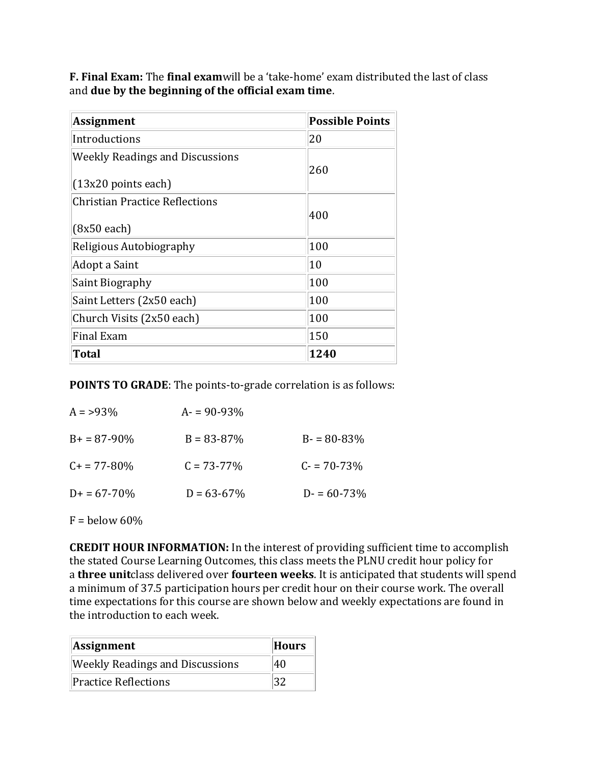**F. Final Exam:** The **final exam**will be a 'take-home' exam distributed the last of class and **due by the beginning of the official exam time**.

| **Assignment** | **Possible Points** |
|---|---|
| Introductions | 20 |
| Weekly Readings and Discussions (13x20 points each) | 260 |
| Christian Practice Reflections (8x50 each) | 400 |
| Religious Autobiography | 100 |
| Adopt a Saint | 10 |
| Saint Biography | 100 |
| Saint Letters (2x50 each) | 100 |
| Church Visits (2x50 each) | 100 |
| Final Exam | 150 |
| **Total** | **1240** |

**POINTS TO GRADE**: The points-to-grade correlation is as follows:

A = >93%  A- = 90-93%

B+ = 87-90%  B = 83-87%  B- = 80-83%

C+ = 77-80%  C = 73-77%  C- = 70-73%

D+ = 67-70%  D = 63-67%  D- = 60-73%

F = below 60%

**CREDIT HOUR INFORMATION:** In the interest of providing sufficient time to accomplish the stated Course Learning Outcomes, this class meets the PLNU credit hour policy for a **three unit**class delivered over **fourteen weeks**. It is anticipated that students will spend a minimum of 37.5 participation hours per credit hour on their course work. The overall time expectations for this course are shown below and weekly expectations are found in the introduction to each week.

| **Assignment** | **Hours** |
|---|---|
| Weekly Readings and Discussions | 40 |
| Practice Reflections | 32 |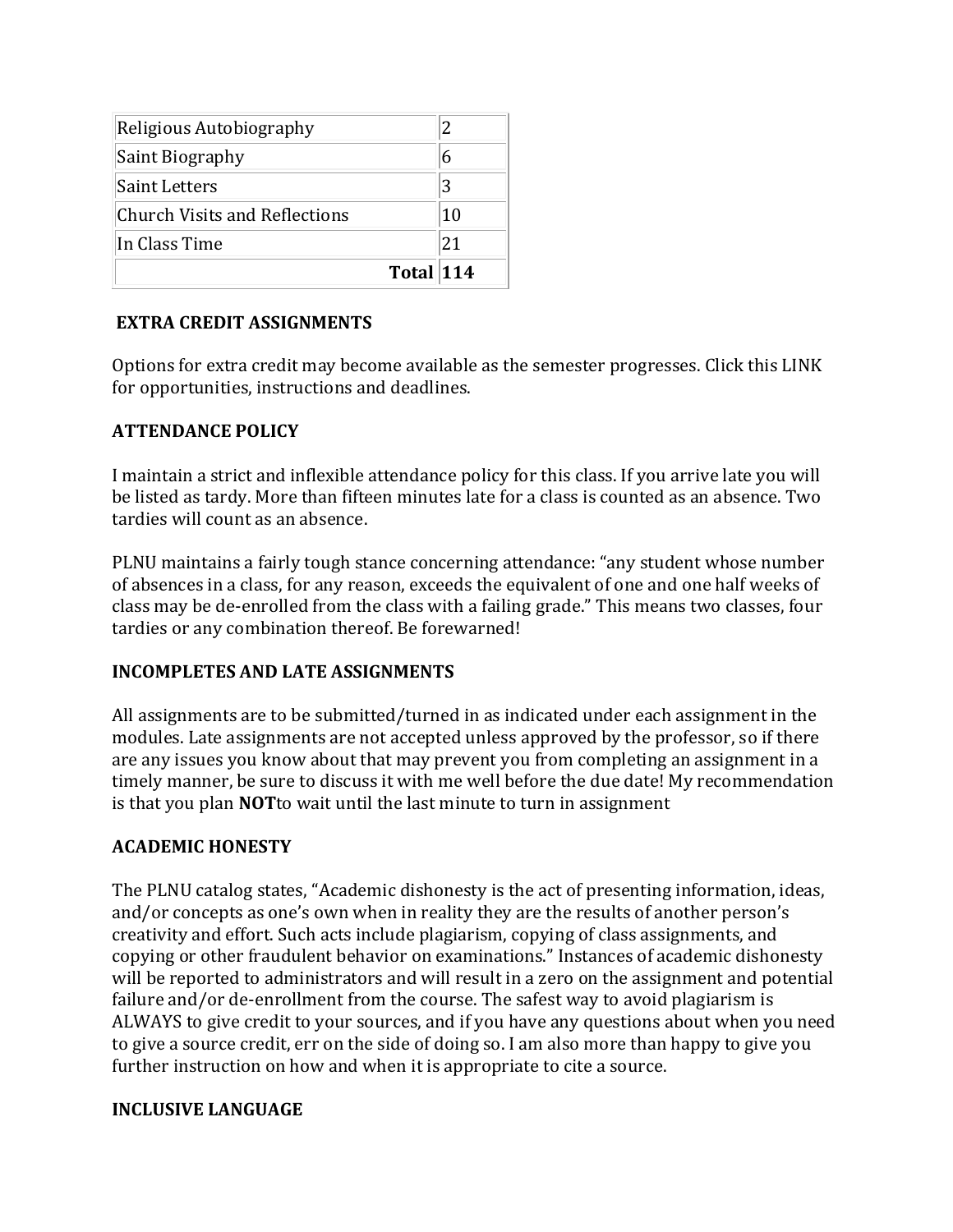| Religious Autobiography | 2 |
| --- | --- |
| Saint Biography | 6 |
| Saint Letters | 3 |
| Church Visits and Reflections | 10 |
| In Class Time | 21 |
| **Total** | **114** |

**EXTRA CREDIT ASSIGNMENTS**

Options for extra credit may become available as the semester progresses. Click this LINK for opportunities, instructions and deadlines.

**ATTENDANCE POLICY**

I maintain a strict and inflexible attendance policy for this class. If you arrive late you will be listed as tardy. More than fifteen minutes late for a class is counted as an absence. Two tardies will count as an absence.

PLNU maintains a fairly tough stance concerning attendance: "any student whose number of absences in a class, for any reason, exceeds the equivalent of one and one half weeks of class may be de-enrolled from the class with a failing grade." This means two classes, four tardies or any combination thereof. Be forewarned!

**INCOMPLETES AND LATE ASSIGNMENTS**

All assignments are to be submitted/turned in as indicated under each assignment in the modules. Late assignments are not accepted unless approved by the professor, so if there are any issues you know about that may prevent you from completing an assignment in a timely manner, be sure to discuss it with me well before the due date! My recommendation is that you plan **NOT**to wait until the last minute to turn in assignment

**ACADEMIC HONESTY**

The PLNU catalog states, "Academic dishonesty is the act of presenting information, ideas, and/or concepts as one's own when in reality they are the results of another person's creativity and effort. Such acts include plagiarism, copying of class assignments, and copying or other fraudulent behavior on examinations." Instances of academic dishonesty will be reported to administrators and will result in a zero on the assignment and potential failure and/or de-enrollment from the course. The safest way to avoid plagiarism is ALWAYS to give credit to your sources, and if you have any questions about when you need to give a source credit, err on the side of doing so. I am also more than happy to give you further instruction on how and when it is appropriate to cite a source.

**INCLUSIVE LANGUAGE**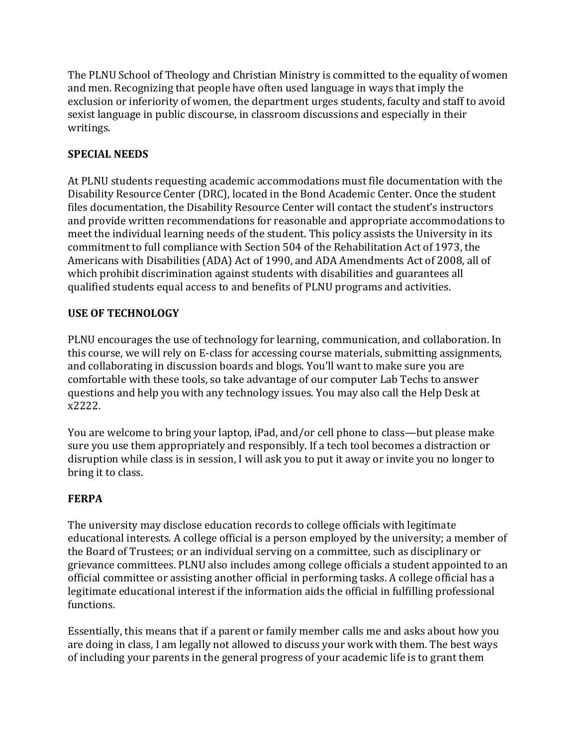The PLNU School of Theology and Christian Ministry is committed to the equality of women and men. Recognizing that people have often used language in ways that imply the exclusion or inferiority of women, the department urges students, faculty and staff to avoid sexist language in public discourse, in classroom discussions and especially in their writings.

## SPECIAL NEEDS

At PLNU students requesting academic accommodations must file documentation with the Disability Resource Center (DRC), located in the Bond Academic Center. Once the student files documentation, the Disability Resource Center will contact the student's instructors and provide written recommendations for reasonable and appropriate accommodations to meet the individual learning needs of the student. This policy assists the University in its commitment to full compliance with Section 504 of the Rehabilitation Act of 1973, the Americans with Disabilities (ADA) Act of 1990, and ADA Amendments Act of 2008, all of which prohibit discrimination against students with disabilities and guarantees all qualified students equal access to and benefits of PLNU programs and activities.

## USE OF TECHNOLOGY

PLNU encourages the use of technology for learning, communication, and collaboration. In this course, we will rely on E-class for accessing course materials, submitting assignments, and collaborating in discussion boards and blogs. You'll want to make sure you are comfortable with these tools, so take advantage of our computer Lab Techs to answer questions and help you with any technology issues. You may also call the Help Desk at x2222.

You are welcome to bring your laptop, iPad, and/or cell phone to class—but please make sure you use them appropriately and responsibly. If a tech tool becomes a distraction or disruption while class is in session, I will ask you to put it away or invite you no longer to bring it to class.

## FERPA

The university may disclose education records to college officials with legitimate educational interests. A college official is a person employed by the university; a member of the Board of Trustees; or an individual serving on a committee, such as disciplinary or grievance committees. PLNU also includes among college officials a student appointed to an official committee or assisting another official in performing tasks. A college official has a legitimate educational interest if the information aids the official in fulfilling professional functions.

Essentially, this means that if a parent or family member calls me and asks about how you are doing in class, I am legally not allowed to discuss your work with them. The best ways of including your parents in the general progress of your academic life is to grant them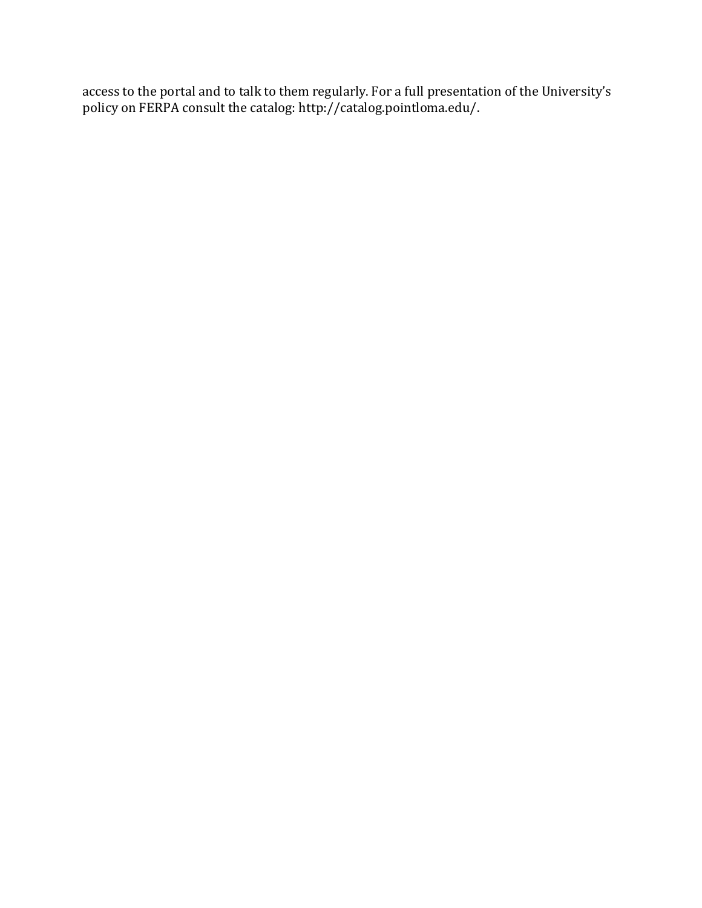access to the portal and to talk to them regularly. For a full presentation of the University's policy on FERPA consult the catalog: http://catalog.pointloma.edu/.